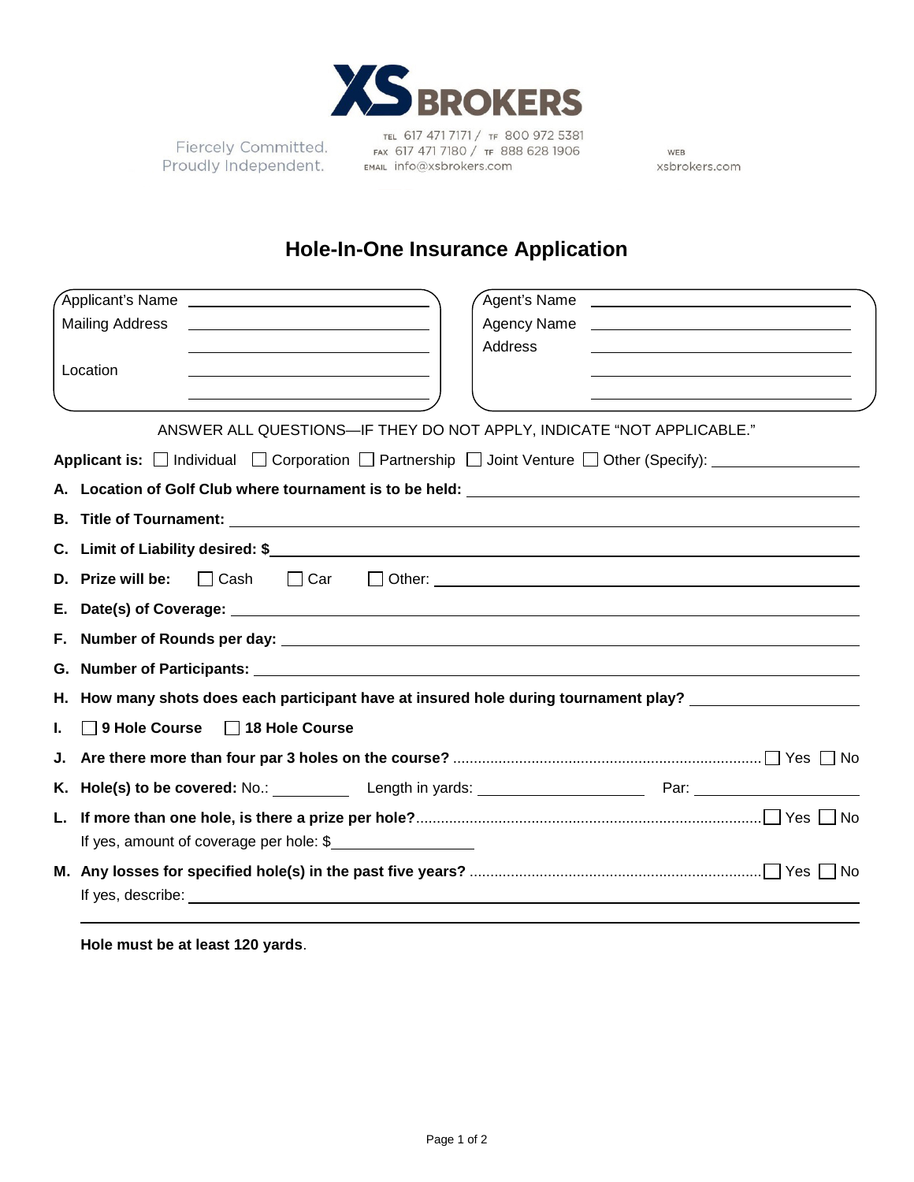XS BROKERS

Fiercely Committed.
Proudly Independent.

TEL 617 471 7171 / TF 800 972 5381
FAX 617 471 7180 / TF 888 628 1906
EMAIL info@xsbrokers.com

WEB
xsbrokers.com

# Hole-In-One Insurance Application

Applicant's Name ______________________
Mailing Address ______________________
______________________
Location ______________________
______________________

Agent's Name ______________________
Agency Name ______________________
Address ______________________
______________________
______________________

ANSWER ALL QUESTIONS—IF THEY DO NOT APPLY, INDICATE "NOT APPLICABLE."

**Applicant is:** ☐ Individual ☐ Corporation ☐ Partnership ☐ Joint Venture ☐ Other (Specify): ______________________

**A. Location of Golf Club where tournament is to be held:** ______________________

**B. Title of Tournament:** ______________________

**C. Limit of Liability desired: $**______________________

**D. Prize will be:** ☐ Cash ☐ Car ☐ Other: ______________________

**E. Date(s) of Coverage:** ______________________

**F. Number of Rounds per day:** ______________________

**G. Number of Participants:** ______________________

**H. How many shots does each participant have at insured hole during tournament play?** ______________________

**I.** ☐ **9 Hole Course** ☐ **18 Hole Course**

**J. Are there more than four par 3 holes on the course?** .......... ☐ Yes ☐ No

**K. Hole(s) to be covered:** No.: __________ Length in yards: ______________________ Par: ______________________

**L. If more than one hole, is there a prize per hole?** .......... ☐ Yes ☐ No
If yes, amount of coverage per hole: $__________________

**M. Any losses for specified hole(s) in the past five years?** .......... ☐ Yes ☐ No
If yes, describe: ______________________
______________________

**Hole must be at least 120 yards**.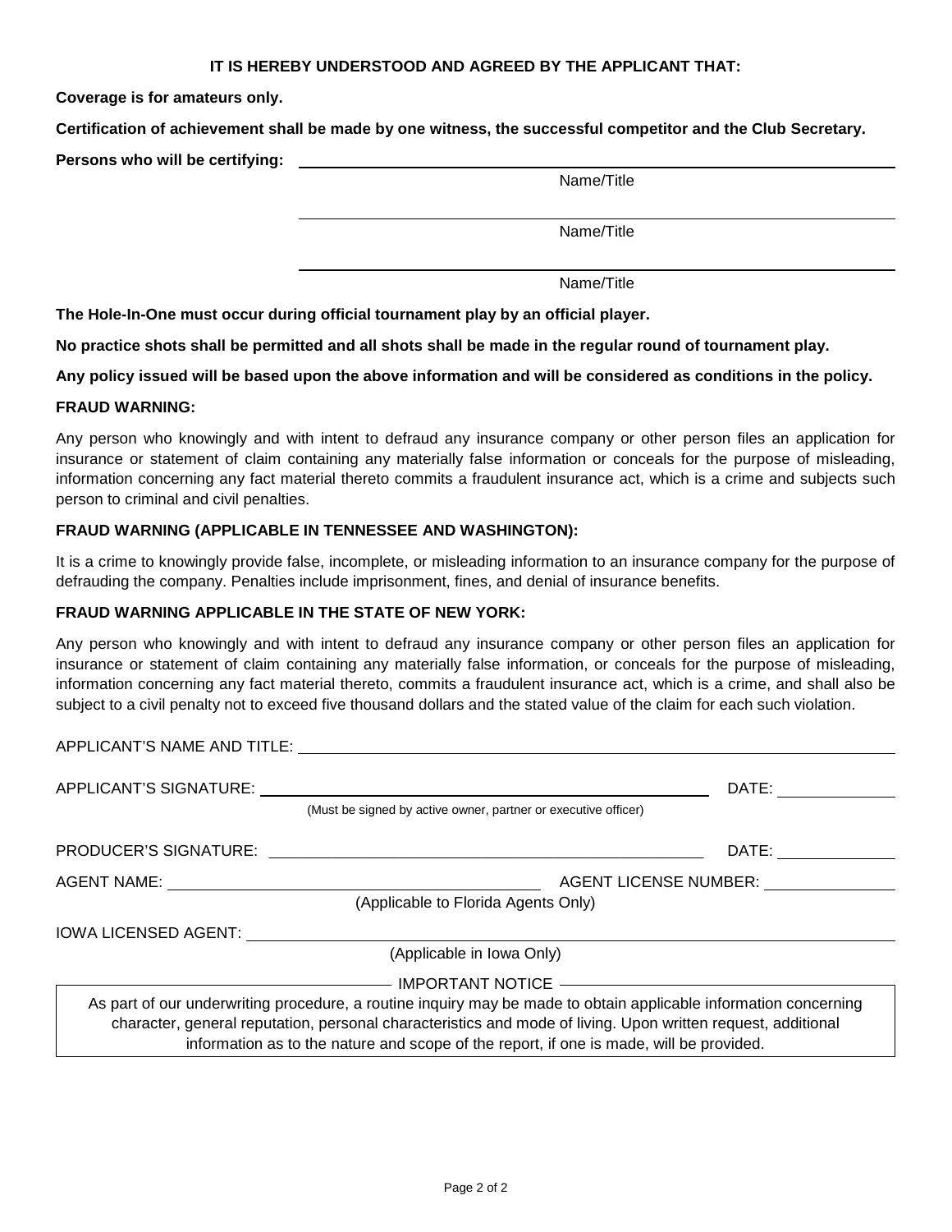**IT IS HEREBY UNDERSTOOD AND AGREED BY THE APPLICANT THAT:**

**Coverage is for amateurs only.**

**Certification of achievement shall be made by one witness, the successful competitor and the Club Secretary.**

**Persons who will be certifying:** ______________________________

Name/Title

______________________________

Name/Title

______________________________

Name/Title

**The Hole-In-One must occur during official tournament play by an official player.**

**No practice shots shall be permitted and all shots shall be made in the regular round of tournament play.**

**Any policy issued will be based upon the above information and will be considered as conditions in the policy.**

**FRAUD WARNING:**

Any person who knowingly and with intent to defraud any insurance company or other person files an application for insurance or statement of claim containing any materially false information or conceals for the purpose of misleading, information concerning any fact material thereto commits a fraudulent insurance act, which is a crime and subjects such person to criminal and civil penalties.

**FRAUD WARNING (APPLICABLE IN TENNESSEE AND WASHINGTON):**

It is a crime to knowingly provide false, incomplete, or misleading information to an insurance company for the purpose of defrauding the company. Penalties include imprisonment, fines, and denial of insurance benefits.

**FRAUD WARNING APPLICABLE IN THE STATE OF NEW YORK:**

Any person who knowingly and with intent to defraud any insurance company or other person files an application for insurance or statement of claim containing any materially false information, or conceals for the purpose of misleading, information concerning any fact material thereto, commits a fraudulent insurance act, which is a crime, and shall also be subject to a civil penalty not to exceed five thousand dollars and the stated value of the claim for each such violation.

APPLICANT'S NAME AND TITLE: ______________________________

APPLICANT'S SIGNATURE: ______________________________ DATE: ______________

(Must be signed by active owner, partner or executive officer)

PRODUCER'S SIGNATURE: ______________________________ DATE: ______________

AGENT NAME: ______________________________ AGENT LICENSE NUMBER: ______________

(Applicable to Florida Agents Only)

IOWA LICENSED AGENT: ______________________________

(Applicable in Iowa Only)

**IMPORTANT NOTICE**

As part of our underwriting procedure, a routine inquiry may be made to obtain applicable information concerning character, general reputation, personal characteristics and mode of living. Upon written request, additional information as to the nature and scope of the report, if one is made, will be provided.